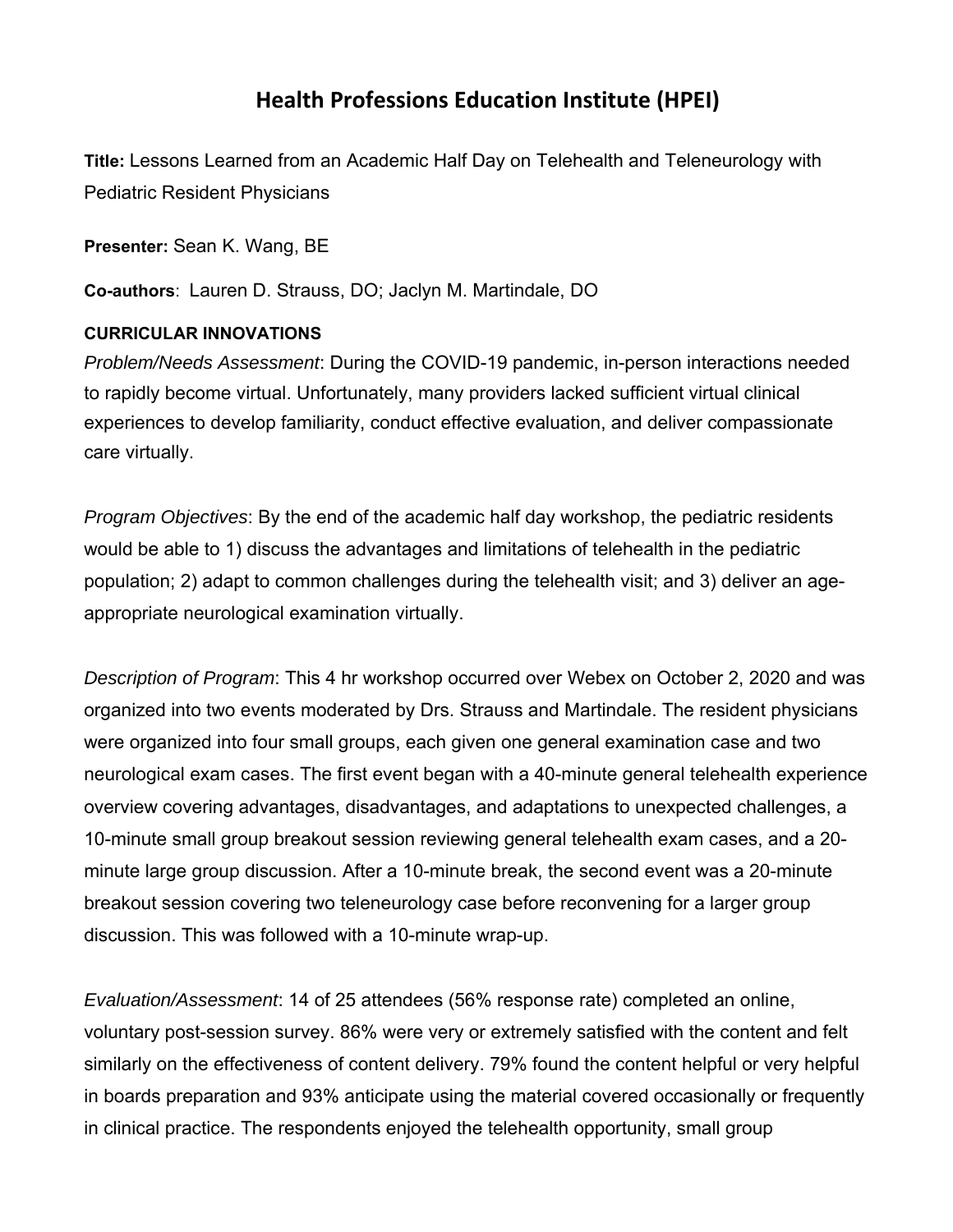# Health Professions Education Institute (HPEI)

**Title:** Lessons Learned from an Academic Half Day on Telehealth and Teleneurology with Pediatric Resident Physicians

**Presenter:** Sean K. Wang, BE

**Co-authors**: Lauren D. Strauss, DO; Jaclyn M. Martindale, DO

**CURRICULAR INNOVATIONS**

*Problem/Needs Assessment*: During the COVID-19 pandemic, in-person interactions needed to rapidly become virtual. Unfortunately, many providers lacked sufficient virtual clinical experiences to develop familiarity, conduct effective evaluation, and deliver compassionate care virtually.

*Program Objectives*: By the end of the academic half day workshop, the pediatric residents would be able to 1) discuss the advantages and limitations of telehealth in the pediatric population; 2) adapt to common challenges during the telehealth visit; and 3) deliver an age-appropriate neurological examination virtually.

*Description of Program*: This 4 hr workshop occurred over Webex on October 2, 2020 and was organized into two events moderated by Drs. Strauss and Martindale. The resident physicians were organized into four small groups, each given one general examination case and two neurological exam cases. The first event began with a 40-minute general telehealth experience overview covering advantages, disadvantages, and adaptations to unexpected challenges, a 10-minute small group breakout session reviewing general telehealth exam cases, and a 20-minute large group discussion. After a 10-minute break, the second event was a 20-minute breakout session covering two teleneurology case before reconvening for a larger group discussion. This was followed with a 10-minute wrap-up.

*Evaluation/Assessment*: 14 of 25 attendees (56% response rate) completed an online, voluntary post-session survey. 86% were very or extremely satisfied with the content and felt similarly on the effectiveness of content delivery. 79% found the content helpful or very helpful in boards preparation and 93% anticipate using the material covered occasionally or frequently in clinical practice. The respondents enjoyed the telehealth opportunity, small group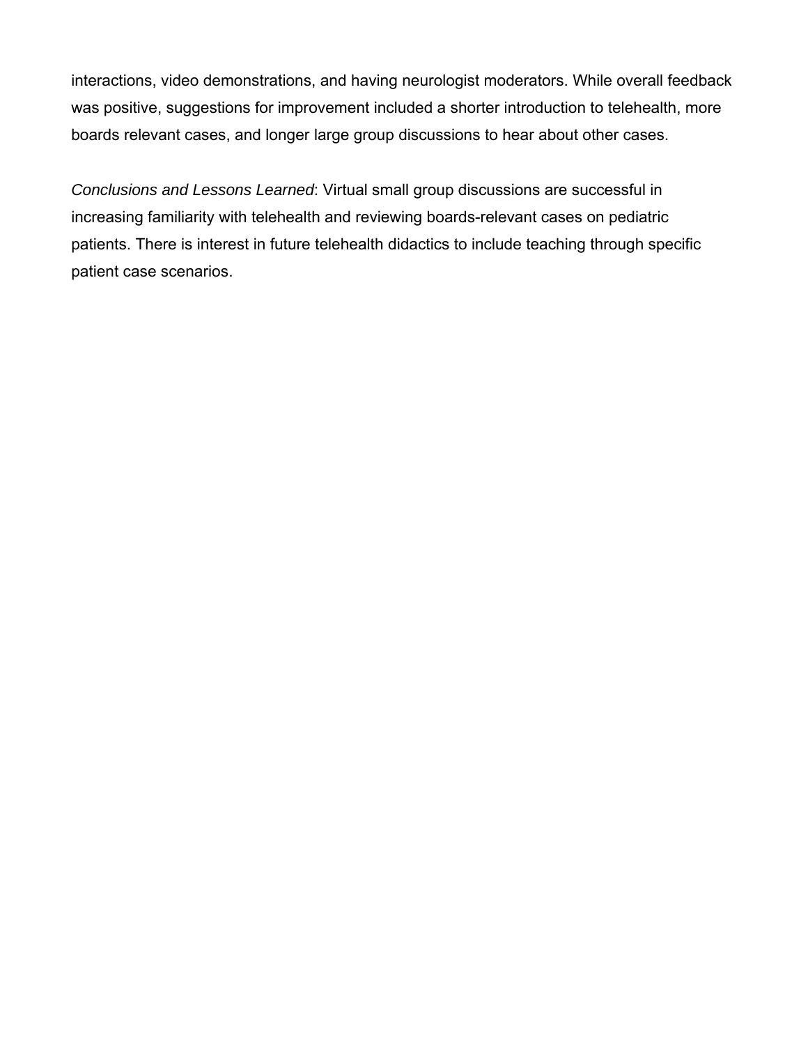interactions, video demonstrations, and having neurologist moderators. While overall feedback was positive, suggestions for improvement included a shorter introduction to telehealth, more boards relevant cases, and longer large group discussions to hear about other cases.

*Conclusions and Lessons Learned*: Virtual small group discussions are successful in increasing familiarity with telehealth and reviewing boards-relevant cases on pediatric patients. There is interest in future telehealth didactics to include teaching through specific patient case scenarios.